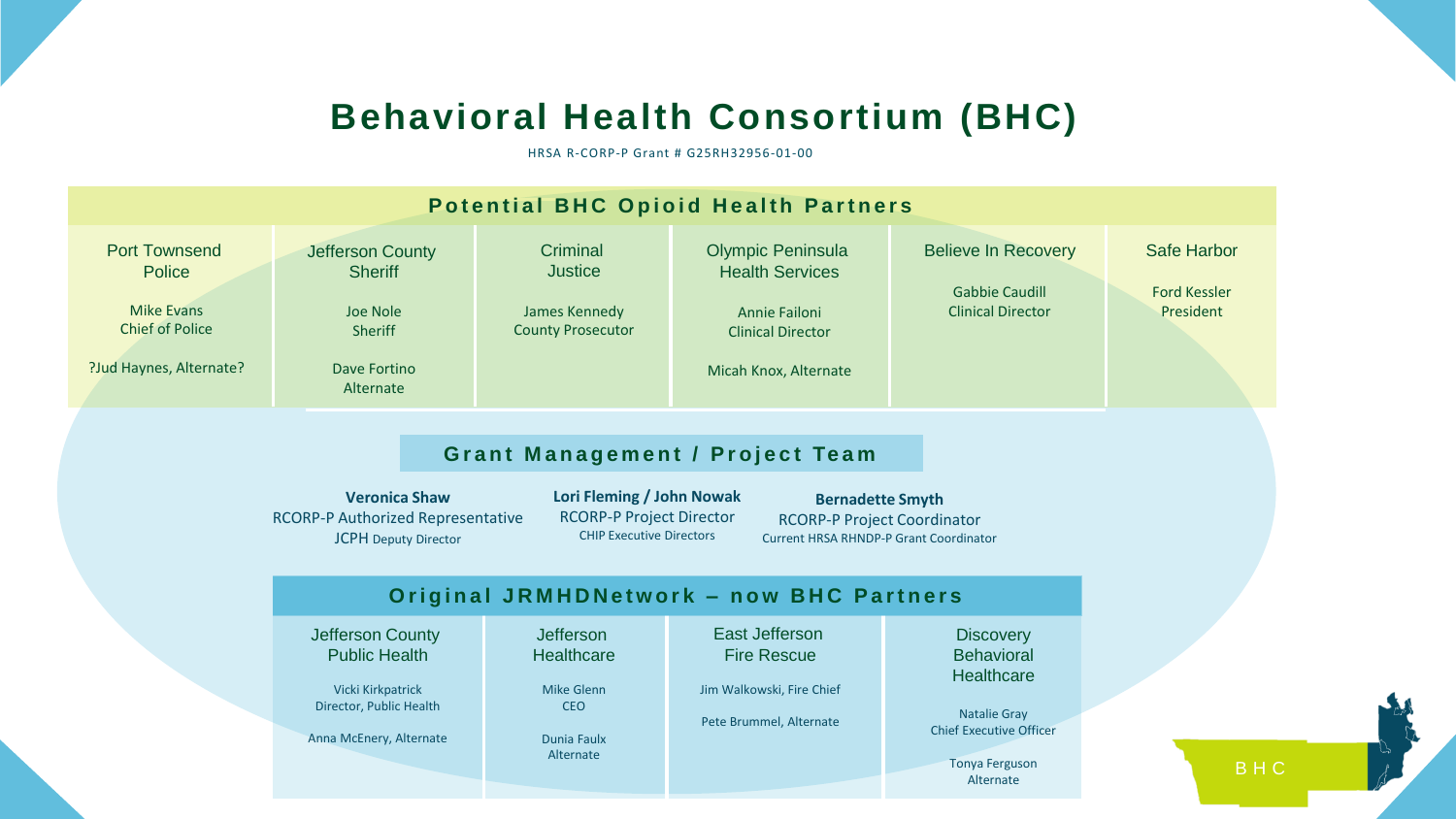# Behavioral Health Consortium (BHC)

HRSA R-CORP-P Grant # G25RH32956-01-00

## Potential BHC Opioid Health Partners

| Port Townsend Police | Jefferson County Sheriff | Criminal Justice | Olympic Peninsula Health Services | Believe In Recovery | Safe Harbor |
|---|---|---|---|---|---|
| Mike Evans<br>Chief of Police<br><br>?Jud Haynes, Alternate? | Joe Nole<br>Sheriff<br><br>Dave Fortino<br>Alternate | James Kennedy<br>County Prosecutor | Annie Failoni<br>Clinical Director<br><br>Micah Knox, Alternate | Gabbie Caudill<br>Clinical Director | Ford Kessler<br>President |

## Grant Management / Project Team

**Veronica Shaw**
RCORP-P Authorized Representative
JCPH Deputy Director

**Lori Fleming / John Nowak**
RCORP-P Project Director
CHIP Executive Directors

**Bernadette Smyth**
RCORP-P Project Coordinator
Current HRSA RHNDP-P Grant Coordinator

## Original JRMHDNetwork – now BHC Partners

| Jefferson County Public Health | Jefferson Healthcare | East Jefferson Fire Rescue | Discovery Behavioral Healthcare |
|---|---|---|---|
| Vicki Kirkpatrick<br>Director, Public Health<br><br>Anna McEnery, Alternate | Mike Glenn<br>CEO<br><br>Dunia Faulx<br>Alternate | Jim Walkowski, Fire Chief<br><br>Pete Brummel, Alternate | Natalie Gray<br>Chief Executive Officer<br><br>Tonya Ferguson<br>Alternate |

BHC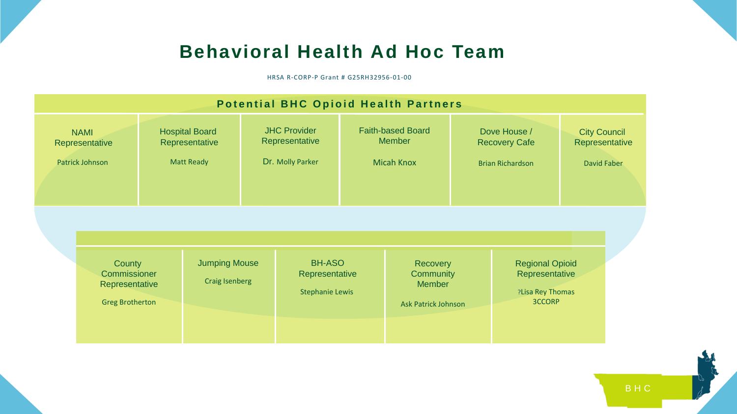# Behavioral Health Ad Hoc Team

HRSA R-CORP-P Grant # G25RH32956-01-00

## Potential BHC Opioid Health Partners

| | | | | | |
|---|---|---|---|---|---|
| NAMI Representative<br><br>Patrick Johnson | Hospital Board Representative<br><br>Matt Ready | JHC Provider Representative<br><br>Dr. Molly Parker | Faith-based Board Member<br><br>Micah Knox | Dove House / Recovery Cafe<br><br>Brian Richardson | City Council Representative<br><br>David Faber |

| | | | | |
|---|---|---|---|---|
| County Commissioner Representative<br><br>Greg Brotherton | Jumping Mouse<br><br>Craig Isenberg | BH-ASO Representative<br><br>Stephanie Lewis | Recovery Community Member<br><br>Ask Patrick Johnson | Regional Opioid Representative<br><br>?Lisa Rey Thomas<br>3CCORP |

BHC